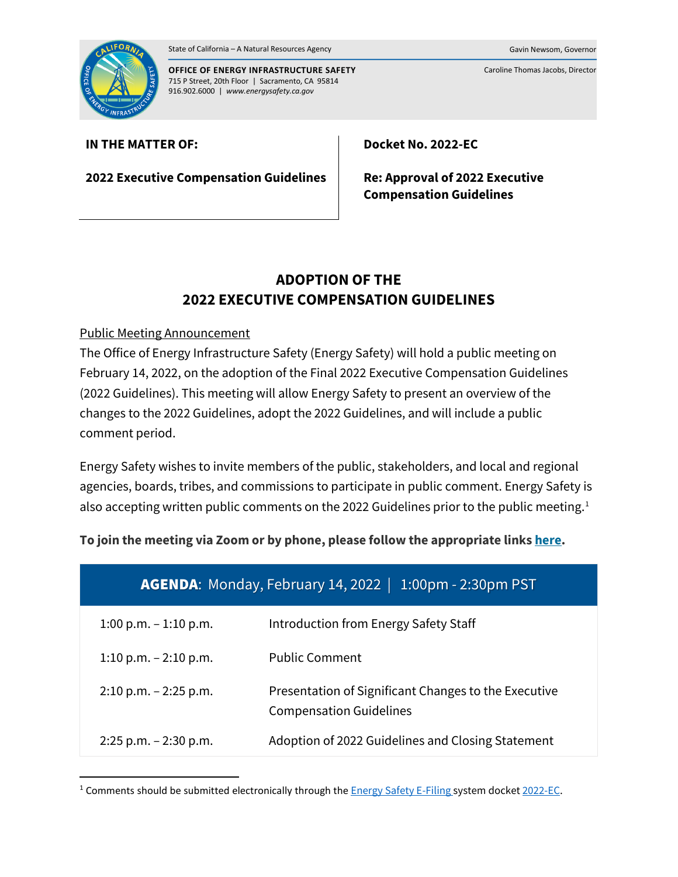State of California – A Natural Resources Agency

Gavin Newsom, Governor

**OFFICE OF ENERGY INFRASTRUCTURE SAFETY**
715 P Street, 20th Floor | Sacramento, CA 95814
916.902.6000 | *www.energysafety.ca.gov*

Caroline Thomas Jacobs, Director

| **IN THE MATTER OF:** | **Docket No. 2022-EC** |
|---|---|
| **2022 Executive Compensation Guidelines** | **Re: Approval of 2022 Executive Compensation Guidelines** |

# ADOPTION OF THE 2022 EXECUTIVE COMPENSATION GUIDELINES

Public Meeting Announcement

The Office of Energy Infrastructure Safety (Energy Safety) will hold a public meeting on February 14, 2022, on the adoption of the Final 2022 Executive Compensation Guidelines (2022 Guidelines). This meeting will allow Energy Safety to present an overview of the changes to the 2022 Guidelines, adopt the 2022 Guidelines, and will include a public comment period.

Energy Safety wishes to invite members of the public, stakeholders, and local and regional agencies, boards, tribes, and commissions to participate in public comment. Energy Safety is also accepting written public comments on the 2022 Guidelines prior to the public meeting.[1]

**To join the meeting via Zoom or by phone, please follow the appropriate links here.**

| **AGENDA**: Monday, February 14, 2022 \| 1:00pm - 2:30pm PST | |
|---|---|
| 1:00 p.m. – 1:10 p.m. | Introduction from Energy Safety Staff |
| 1:10 p.m. – 2:10 p.m. | Public Comment |
| 2:10 p.m. – 2:25 p.m. | Presentation of Significant Changes to the Executive Compensation Guidelines |
| 2:25 p.m. – 2:30 p.m. | Adoption of 2022 Guidelines and Closing Statement |

[1] Comments should be submitted electronically through the Energy Safety E-Filing system docket 2022-EC.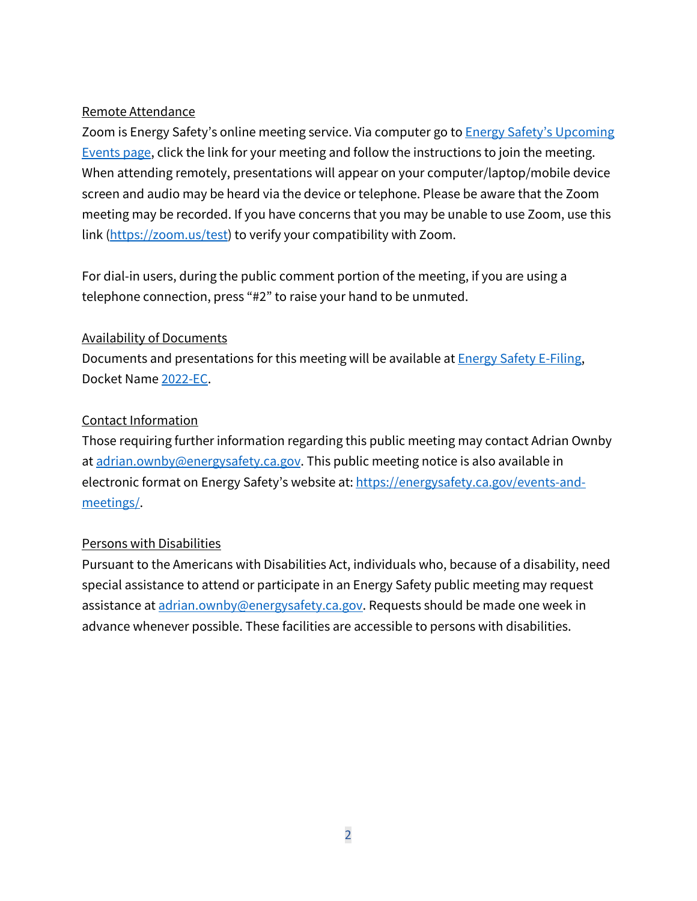Remote Attendance

Zoom is Energy Safety's online meeting service. Via computer go to Energy Safety's Upcoming Events page, click the link for your meeting and follow the instructions to join the meeting. When attending remotely, presentations will appear on your computer/laptop/mobile device screen and audio may be heard via the device or telephone. Please be aware that the Zoom meeting may be recorded. If you have concerns that you may be unable to use Zoom, use this link (https://zoom.us/test) to verify your compatibility with Zoom.

For dial-in users, during the public comment portion of the meeting, if you are using a telephone connection, press "#2" to raise your hand to be unmuted.

Availability of Documents

Documents and presentations for this meeting will be available at Energy Safety E-Filing, Docket Name 2022-EC.

Contact Information

Those requiring further information regarding this public meeting may contact Adrian Ownby at adrian.ownby@energysafety.ca.gov. This public meeting notice is also available in electronic format on Energy Safety's website at: https://energysafety.ca.gov/events-and-meetings/.

Persons with Disabilities

Pursuant to the Americans with Disabilities Act, individuals who, because of a disability, need special assistance to attend or participate in an Energy Safety public meeting may request assistance at adrian.ownby@energysafety.ca.gov. Requests should be made one week in advance whenever possible. These facilities are accessible to persons with disabilities.